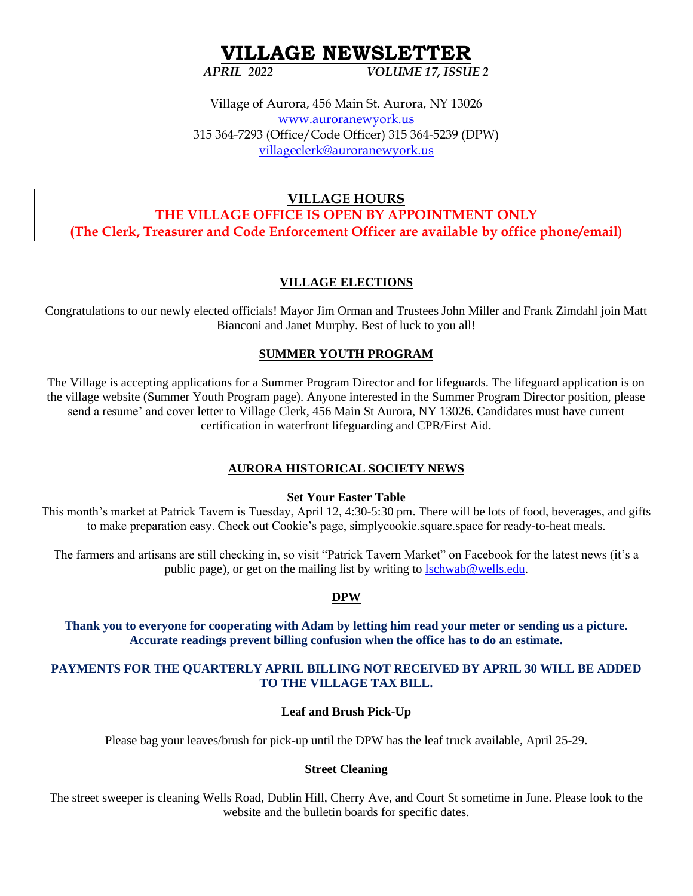# VILLAGE NEWSLETTER

*APRIL 2022* *VOLUME 17, ISSUE 2*

Village of Aurora, 456 Main St. Aurora, NY 13026
www.auroranewyork.us
315 364-7293 (Office/Code Officer) 315 364-5239 (DPW)
villageclerk@auroranewyork.us

## VILLAGE HOURS

**THE VILLAGE OFFICE IS OPEN BY APPOINTMENT ONLY**
**(The Clerk, Treasurer and Code Enforcement Officer are available by office phone/email)**

## VILLAGE ELECTIONS

Congratulations to our newly elected officials! Mayor Jim Orman and Trustees John Miller and Frank Zimdahl join Matt Bianconi and Janet Murphy. Best of luck to you all!

## SUMMER YOUTH PROGRAM

The Village is accepting applications for a Summer Program Director and for lifeguards. The lifeguard application is on the village website (Summer Youth Program page). Anyone interested in the Summer Program Director position, please send a resume' and cover letter to Village Clerk, 456 Main St Aurora, NY 13026. Candidates must have current certification in waterfront lifeguarding and CPR/First Aid.

## AURORA HISTORICAL SOCIETY NEWS

### Set Your Easter Table

This month's market at Patrick Tavern is Tuesday, April 12, 4:30-5:30 pm. There will be lots of food, beverages, and gifts to make preparation easy. Check out Cookie's page, simplycookie.square.space for ready-to-heat meals.

The farmers and artisans are still checking in, so visit "Patrick Tavern Market" on Facebook for the latest news (it's a public page), or get on the mailing list by writing to lschwab@wells.edu.

## DPW

**Thank you to everyone for cooperating with Adam by letting him read your meter or sending us a picture. Accurate readings prevent billing confusion when the office has to do an estimate.**

**PAYMENTS FOR THE QUARTERLY APRIL BILLING NOT RECEIVED BY APRIL 30 WILL BE ADDED TO THE VILLAGE TAX BILL.**

### Leaf and Brush Pick-Up

Please bag your leaves/brush for pick-up until the DPW has the leaf truck available, April 25-29.

### Street Cleaning

The street sweeper is cleaning Wells Road, Dublin Hill, Cherry Ave, and Court St sometime in June. Please look to the website and the bulletin boards for specific dates.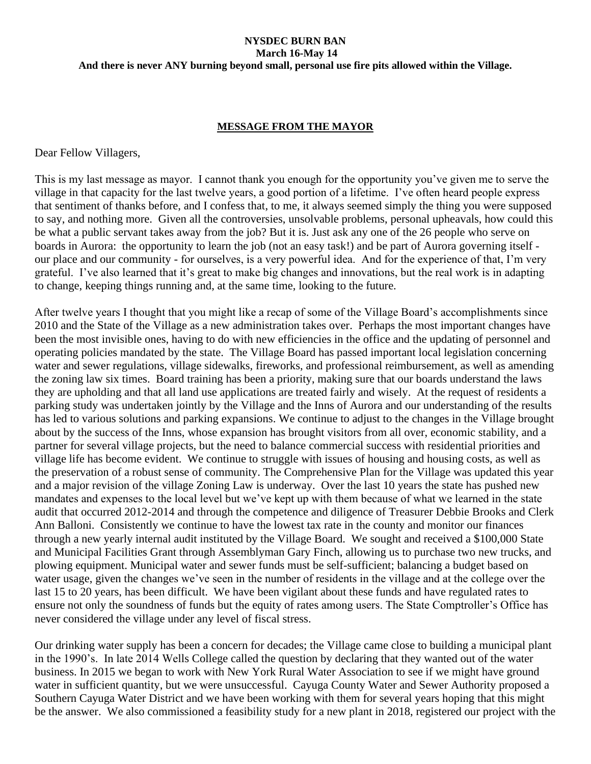**NYSDEC BURN BAN**
**March 16-May 14**
**And there is never ANY burning beyond small, personal use fire pits allowed within the Village.**

## MESSAGE FROM THE MAYOR

Dear Fellow Villagers,

This is my last message as mayor. I cannot thank you enough for the opportunity you've given me to serve the village in that capacity for the last twelve years, a good portion of a lifetime. I've often heard people express that sentiment of thanks before, and I confess that, to me, it always seemed simply the thing you were supposed to say, and nothing more. Given all the controversies, unsolvable problems, personal upheavals, how could this be what a public servant takes away from the job? But it is. Just ask any one of the 26 people who serve on boards in Aurora: the opportunity to learn the job (not an easy task!) and be part of Aurora governing itself - our place and our community - for ourselves, is a very powerful idea. And for the experience of that, I'm very grateful. I've also learned that it's great to make big changes and innovations, but the real work is in adapting to change, keeping things running and, at the same time, looking to the future.

After twelve years I thought that you might like a recap of some of the Village Board's accomplishments since 2010 and the State of the Village as a new administration takes over. Perhaps the most important changes have been the most invisible ones, having to do with new efficiencies in the office and the updating of personnel and operating policies mandated by the state. The Village Board has passed important local legislation concerning water and sewer regulations, village sidewalks, fireworks, and professional reimbursement, as well as amending the zoning law six times. Board training has been a priority, making sure that our boards understand the laws they are upholding and that all land use applications are treated fairly and wisely. At the request of residents a parking study was undertaken jointly by the Village and the Inns of Aurora and our understanding of the results has led to various solutions and parking expansions. We continue to adjust to the changes in the Village brought about by the success of the Inns, whose expansion has brought visitors from all over, economic stability, and a partner for several village projects, but the need to balance commercial success with residential priorities and village life has become evident. We continue to struggle with issues of housing and housing costs, as well as the preservation of a robust sense of community. The Comprehensive Plan for the Village was updated this year and a major revision of the village Zoning Law is underway. Over the last 10 years the state has pushed new mandates and expenses to the local level but we've kept up with them because of what we learned in the state audit that occurred 2012-2014 and through the competence and diligence of Treasurer Debbie Brooks and Clerk Ann Balloni. Consistently we continue to have the lowest tax rate in the county and monitor our finances through a new yearly internal audit instituted by the Village Board. We sought and received a $100,000 State and Municipal Facilities Grant through Assemblyman Gary Finch, allowing us to purchase two new trucks, and plowing equipment. Municipal water and sewer funds must be self-sufficient; balancing a budget based on water usage, given the changes we've seen in the number of residents in the village and at the college over the last 15 to 20 years, has been difficult. We have been vigilant about these funds and have regulated rates to ensure not only the soundness of funds but the equity of rates among users. The State Comptroller's Office has never considered the village under any level of fiscal stress.

Our drinking water supply has been a concern for decades; the Village came close to building a municipal plant in the 1990's. In late 2014 Wells College called the question by declaring that they wanted out of the water business. In 2015 we began to work with New York Rural Water Association to see if we might have ground water in sufficient quantity, but we were unsuccessful. Cayuga County Water and Sewer Authority proposed a Southern Cayuga Water District and we have been working with them for several years hoping that this might be the answer. We also commissioned a feasibility study for a new plant in 2018, registered our project with the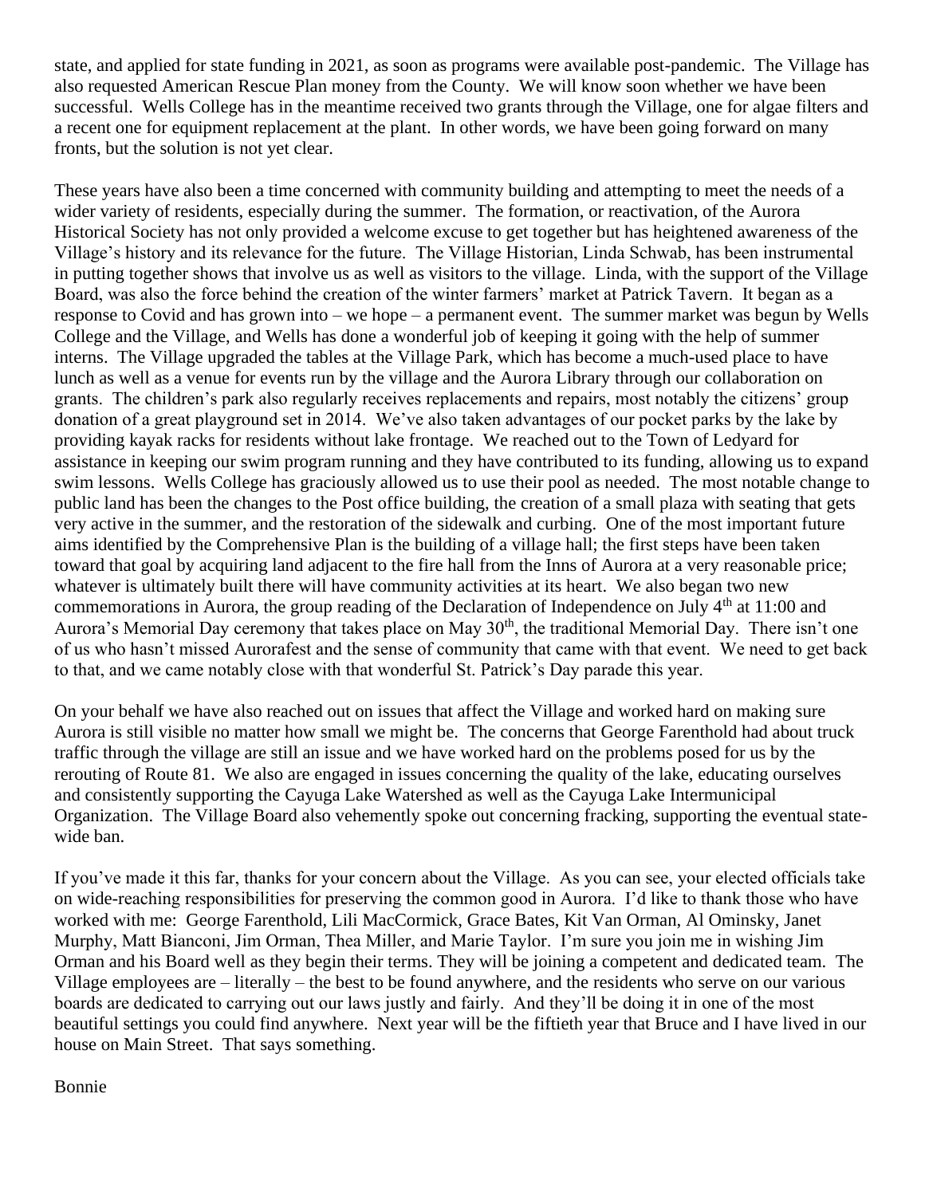state, and applied for state funding in 2021, as soon as programs were available post-pandemic. The Village has also requested American Rescue Plan money from the County. We will know soon whether we have been successful. Wells College has in the meantime received two grants through the Village, one for algae filters and a recent one for equipment replacement at the plant. In other words, we have been going forward on many fronts, but the solution is not yet clear.

These years have also been a time concerned with community building and attempting to meet the needs of a wider variety of residents, especially during the summer. The formation, or reactivation, of the Aurora Historical Society has not only provided a welcome excuse to get together but has heightened awareness of the Village's history and its relevance for the future. The Village Historian, Linda Schwab, has been instrumental in putting together shows that involve us as well as visitors to the village. Linda, with the support of the Village Board, was also the force behind the creation of the winter farmers' market at Patrick Tavern. It began as a response to Covid and has grown into – we hope – a permanent event. The summer market was begun by Wells College and the Village, and Wells has done a wonderful job of keeping it going with the help of summer interns. The Village upgraded the tables at the Village Park, which has become a much-used place to have lunch as well as a venue for events run by the village and the Aurora Library through our collaboration on grants. The children's park also regularly receives replacements and repairs, most notably the citizens' group donation of a great playground set in 2014. We've also taken advantages of our pocket parks by the lake by providing kayak racks for residents without lake frontage. We reached out to the Town of Ledyard for assistance in keeping our swim program running and they have contributed to its funding, allowing us to expand swim lessons. Wells College has graciously allowed us to use their pool as needed. The most notable change to public land has been the changes to the Post office building, the creation of a small plaza with seating that gets very active in the summer, and the restoration of the sidewalk and curbing. One of the most important future aims identified by the Comprehensive Plan is the building of a village hall; the first steps have been taken toward that goal by acquiring land adjacent to the fire hall from the Inns of Aurora at a very reasonable price; whatever is ultimately built there will have community activities at its heart. We also began two new commemorations in Aurora, the group reading of the Declaration of Independence on July 4th at 11:00 and Aurora's Memorial Day ceremony that takes place on May 30th, the traditional Memorial Day. There isn't one of us who hasn't missed Aurorafest and the sense of community that came with that event. We need to get back to that, and we came notably close with that wonderful St. Patrick's Day parade this year.

On your behalf we have also reached out on issues that affect the Village and worked hard on making sure Aurora is still visible no matter how small we might be. The concerns that George Farenthold had about truck traffic through the village are still an issue and we have worked hard on the problems posed for us by the rerouting of Route 81. We also are engaged in issues concerning the quality of the lake, educating ourselves and consistently supporting the Cayuga Lake Watershed as well as the Cayuga Lake Intermunicipal Organization. The Village Board also vehemently spoke out concerning fracking, supporting the eventual state-wide ban.

If you've made it this far, thanks for your concern about the Village. As you can see, your elected officials take on wide-reaching responsibilities for preserving the common good in Aurora. I'd like to thank those who have worked with me: George Farenthold, Lili MacCormick, Grace Bates, Kit Van Orman, Al Ominsky, Janet Murphy, Matt Bianconi, Jim Orman, Thea Miller, and Marie Taylor. I'm sure you join me in wishing Jim Orman and his Board well as they begin their terms. They will be joining a competent and dedicated team. The Village employees are – literally – the best to be found anywhere, and the residents who serve on our various boards are dedicated to carrying out our laws justly and fairly. And they'll be doing it in one of the most beautiful settings you could find anywhere. Next year will be the fiftieth year that Bruce and I have lived in our house on Main Street. That says something.

Bonnie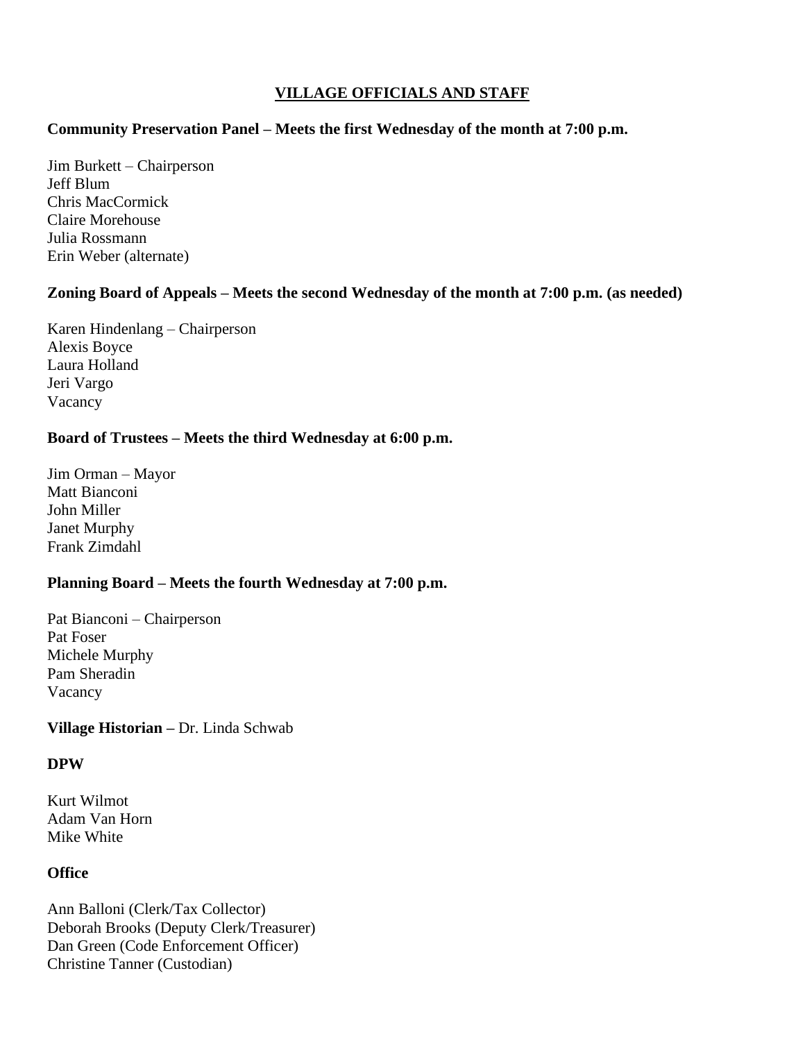# VILLAGE OFFICIALS AND STAFF

**Community Preservation Panel – Meets the first Wednesday of the month at 7:00 p.m.**

Jim Burkett – Chairperson
Jeff Blum
Chris MacCormick
Claire Morehouse
Julia Rossmann
Erin Weber (alternate)

**Zoning Board of Appeals – Meets the second Wednesday of the month at 7:00 p.m. (as needed)**

Karen Hindenlang – Chairperson
Alexis Boyce
Laura Holland
Jeri Vargo
Vacancy

**Board of Trustees – Meets the third Wednesday at 6:00 p.m.**

Jim Orman – Mayor
Matt Bianconi
John Miller
Janet Murphy
Frank Zimdahl

**Planning Board – Meets the fourth Wednesday at 7:00 p.m.**

Pat Bianconi – Chairperson
Pat Foser
Michele Murphy
Pam Sheradin
Vacancy

**Village Historian –** Dr. Linda Schwab

**DPW**

Kurt Wilmot
Adam Van Horn
Mike White

**Office**

Ann Balloni (Clerk/Tax Collector)
Deborah Brooks (Deputy Clerk/Treasurer)
Dan Green (Code Enforcement Officer)
Christine Tanner (Custodian)